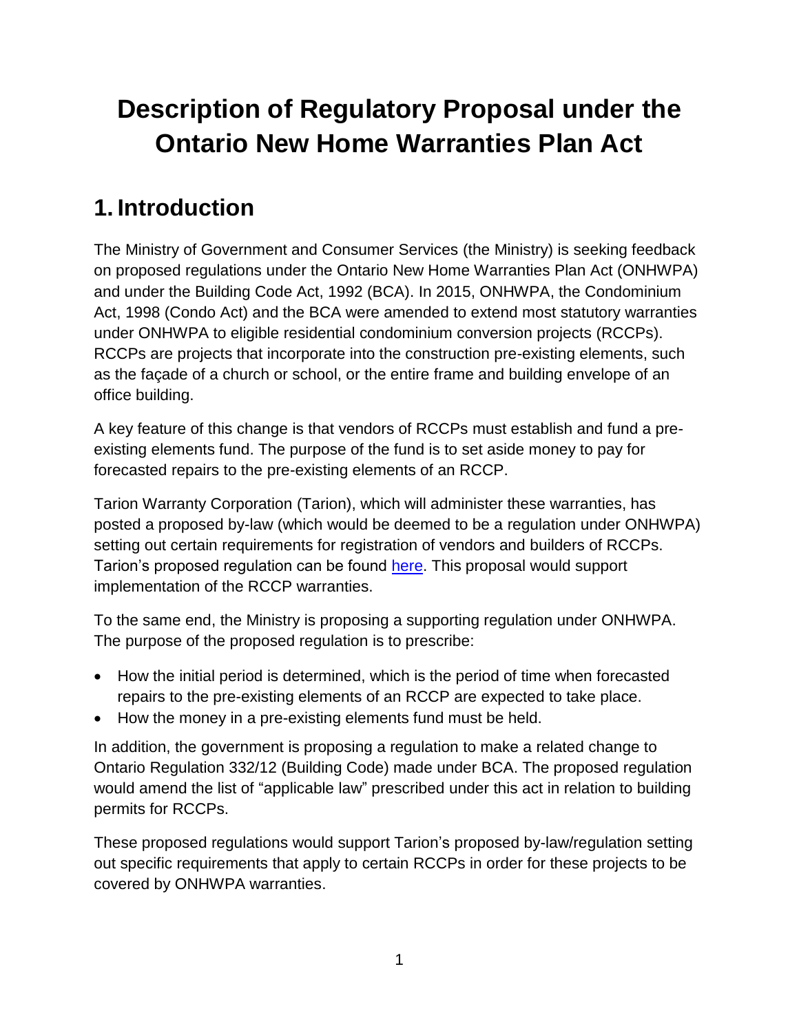# Description of Regulatory Proposal under the Ontario New Home Warranties Plan Act

## 1. Introduction

The Ministry of Government and Consumer Services (the Ministry) is seeking feedback on proposed regulations under the Ontario New Home Warranties Plan Act (ONHWPA) and under the Building Code Act, 1992 (BCA). In 2015, ONHWPA, the Condominium Act, 1998 (Condo Act) and the BCA were amended to extend most statutory warranties under ONHWPA to eligible residential condominium conversion projects (RCCPs). RCCPs are projects that incorporate into the construction pre-existing elements, such as the façade of a church or school, or the entire frame and building envelope of an office building.

A key feature of this change is that vendors of RCCPs must establish and fund a pre-existing elements fund. The purpose of the fund is to set aside money to pay for forecasted repairs to the pre-existing elements of an RCCP.

Tarion Warranty Corporation (Tarion), which will administer these warranties, has posted a proposed by-law (which would be deemed to be a regulation under ONHWPA) setting out certain requirements for registration of vendors and builders of RCCPs. Tarion's proposed regulation can be found here. This proposal would support implementation of the RCCP warranties.

To the same end, the Ministry is proposing a supporting regulation under ONHWPA. The purpose of the proposed regulation is to prescribe:

- How the initial period is determined, which is the period of time when forecasted repairs to the pre-existing elements of an RCCP are expected to take place.
- How the money in a pre-existing elements fund must be held.

In addition, the government is proposing a regulation to make a related change to Ontario Regulation 332/12 (Building Code) made under BCA. The proposed regulation would amend the list of "applicable law" prescribed under this act in relation to building permits for RCCPs.

These proposed regulations would support Tarion's proposed by-law/regulation setting out specific requirements that apply to certain RCCPs in order for these projects to be covered by ONHWPA warranties.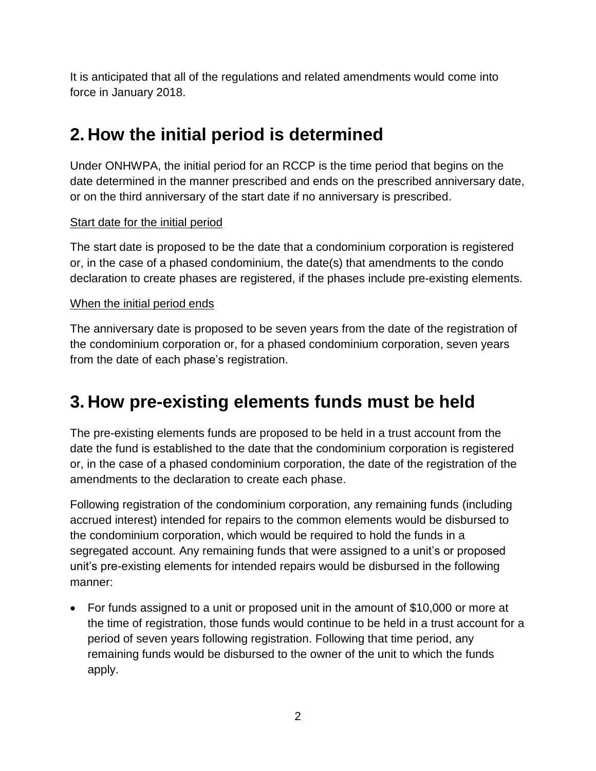It is anticipated that all of the regulations and related amendments would come into force in January 2018.

## 2. How the initial period is determined

Under ONHWPA, the initial period for an RCCP is the time period that begins on the date determined in the manner prescribed and ends on the prescribed anniversary date, or on the third anniversary of the start date if no anniversary is prescribed.

Start date for the initial period

The start date is proposed to be the date that a condominium corporation is registered or, in the case of a phased condominium, the date(s) that amendments to the condo declaration to create phases are registered, if the phases include pre-existing elements.

When the initial period ends

The anniversary date is proposed to be seven years from the date of the registration of the condominium corporation or, for a phased condominium corporation, seven years from the date of each phase's registration.

## 3. How pre-existing elements funds must be held

The pre-existing elements funds are proposed to be held in a trust account from the date the fund is established to the date that the condominium corporation is registered or, in the case of a phased condominium corporation, the date of the registration of the amendments to the declaration to create each phase.

Following registration of the condominium corporation, any remaining funds (including accrued interest) intended for repairs to the common elements would be disbursed to the condominium corporation, which would be required to hold the funds in a segregated account. Any remaining funds that were assigned to a unit's or proposed unit's pre-existing elements for intended repairs would be disbursed in the following manner:

- For funds assigned to a unit or proposed unit in the amount of $10,000 or more at the time of registration, those funds would continue to be held in a trust account for a period of seven years following registration. Following that time period, any remaining funds would be disbursed to the owner of the unit to which the funds apply.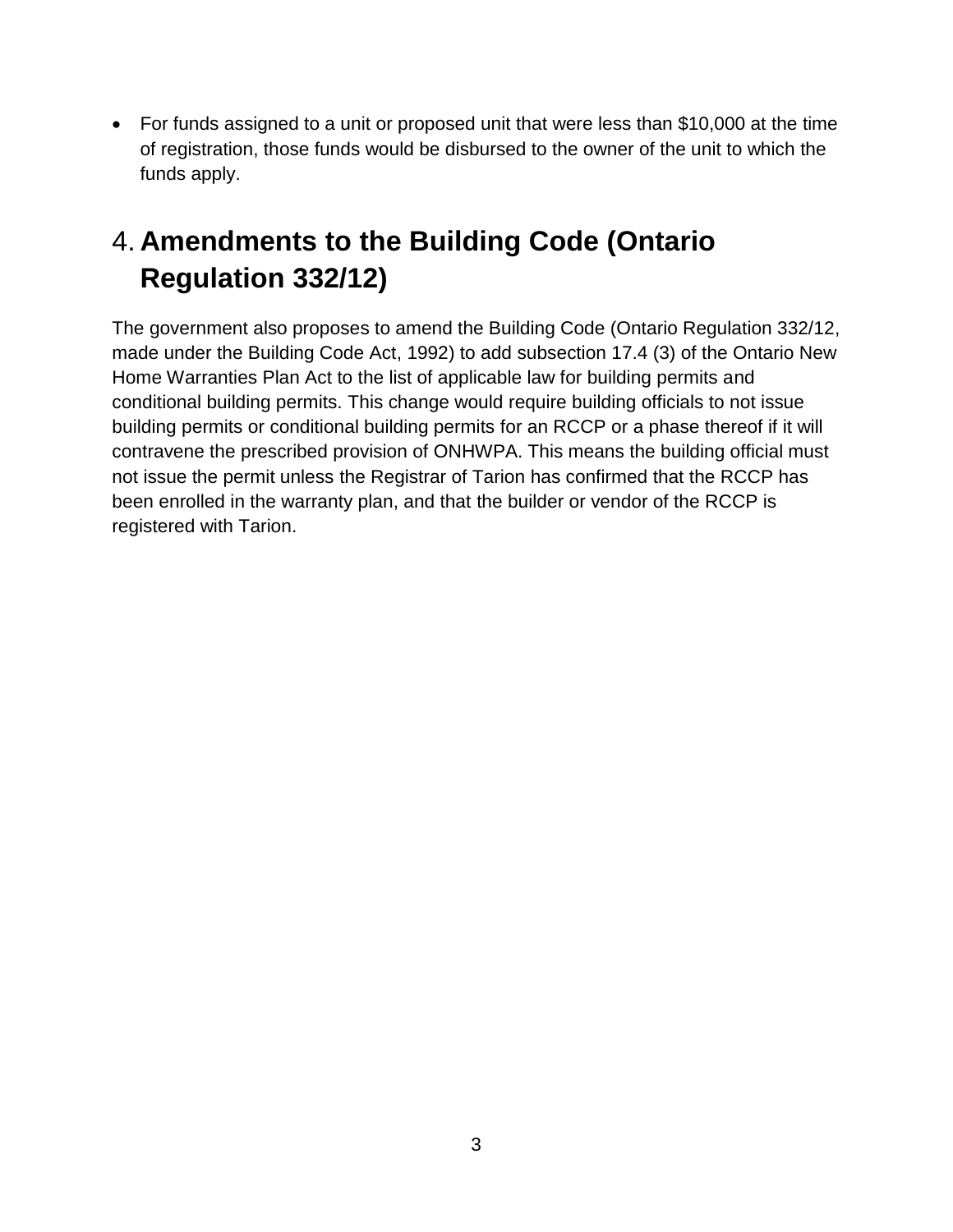- For funds assigned to a unit or proposed unit that were less than $10,000 at the time of registration, those funds would be disbursed to the owner of the unit to which the funds apply.

# 4. Amendments to the Building Code (Ontario Regulation 332/12)

The government also proposes to amend the Building Code (Ontario Regulation 332/12, made under the Building Code Act, 1992) to add subsection 17.4 (3) of the Ontario New Home Warranties Plan Act to the list of applicable law for building permits and conditional building permits. This change would require building officials to not issue building permits or conditional building permits for an RCCP or a phase thereof if it will contravene the prescribed provision of ONHWPA. This means the building official must not issue the permit unless the Registrar of Tarion has confirmed that the RCCP has been enrolled in the warranty plan, and that the builder or vendor of the RCCP is registered with Tarion.